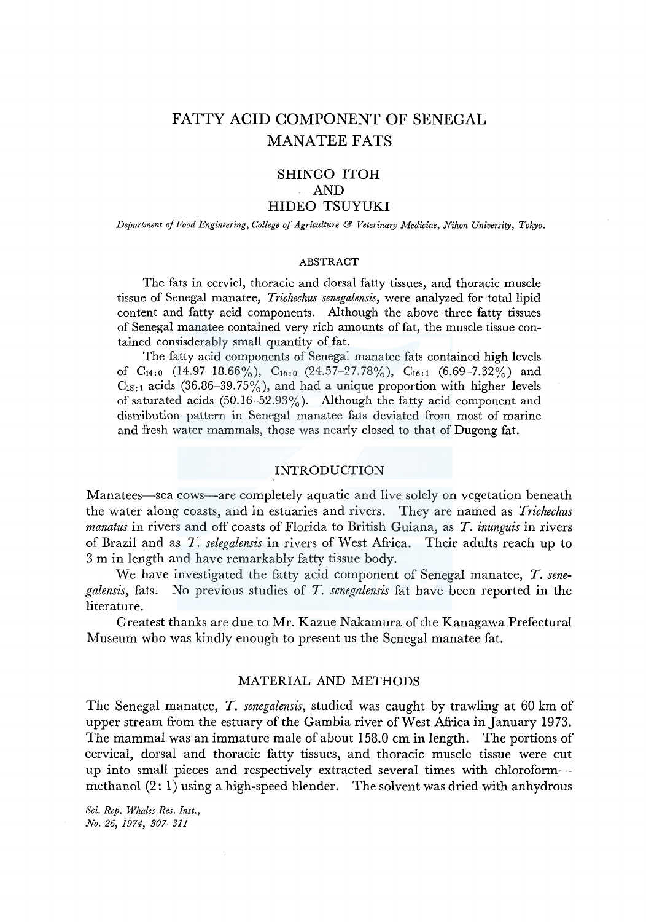# FATTY ACID COMPONENT OF SENEGAL MANATEE FATS

## SHINGO ITOH AND HIDEO TSUYUKI

*Department of Food Engineering, College of Agriculture & Veterinary Medicine, Nihon University, Tokyo.*

### ABSTRACT

The fats in cerviel, thoracic and dorsal fatty tissues, and thoracic muscle tissue of Senegal manatee, *Trichechus senegalensis*, were analyzed for total lipid content and fatty acid components. Although the above three fatty tissues of Senegal manatee contained very rich amounts of fat, the muscle tissue contained consisderably small quantity of fat.

The fatty acid components of Senegal manatee fats contained high levels of $C_{14:0}$ (14.97–18.66%), $C_{16:0}$ (24.57–27.78%), $C_{16:1}$ (6.69–7.32%) and $C_{18:1}$ acids (36.86–39.75%), and had a unique proportion with higher levels of saturated acids (50.16–52.93%). Although the fatty acid component and distribution pattern in Senegal manatee fats deviated from most of marine and fresh water mammals, those was nearly closed to that of Dugong fat.

## INTRODUCTION

Manatees—sea cows—are completely aquatic and live solely on vegetation beneath the water along coasts, and in estuaries and rivers. They are named as *Trichechus manatus* in rivers and off coasts of Florida to British Guiana, as *T. inunguis* in rivers of Brazil and as *T. selegalensis* in rivers of West Africa. Their adults reach up to 3 m in length and have remarkably fatty tissue body.

We have investigated the fatty acid component of Senegal manatee, *T. senegalensis*, fats. No previous studies of *T. senegalensis* fat have been reported in the literature.

Greatest thanks are due to Mr. Kazue Nakamura of the Kanagawa Prefectural Museum who was kindly enough to present us the Senegal manatee fat.

## MATERIAL AND METHODS

The Senegal manatee, *T. senegalensis*, studied was caught by trawling at 60 km of upper stream from the estuary of the Gambia river of West Africa in January 1973. The mammal was an immature male of about 158.0 cm in length. The portions of cervical, dorsal and thoracic fatty tissues, and thoracic muscle tissue were cut up into small pieces and respectively extracted several times with chloroform—methanol (2: 1) using a high-speed blender. The solvent was dried with anhydrous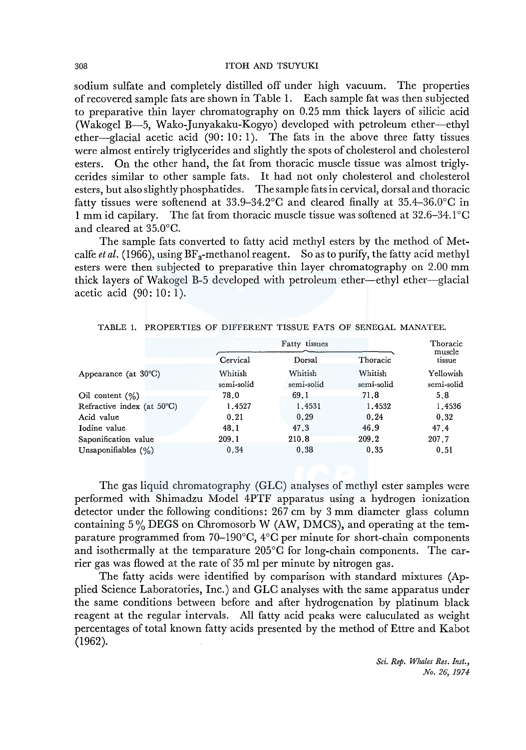sodium sulfate and completely distilled off under high vacuum. The properties of recovered sample fats are shown in Table 1. Each sample fat was then subjected to preparative thin layer chromatography on 0.25 mm thick layers of silicic acid (Wakogel B—5, Wako-Junyakaku-Kogyo) developed with petroleum ether—ethyl ether—glacial acetic acid (90: 10: 1). The fats in the above three fatty tissues were almost entirely triglycerides and slightly the spots of cholesterol and cholesterol esters. On the other hand, the fat from thoracic muscle tissue was almost triglycerides similar to other sample fats. It had not only cholesterol and cholesterol esters, but also slightly phosphatides. The sample fats in cervical, dorsal and thoracic fatty tissues were softenend at 33.9–34.2°C and cleared finally at 35.4–36.0°C in 1 mm id capilary. The fat from thoracic muscle tissue was softened at 32.6–34.1°C and cleared at 35.0°C.

The sample fats converted to fatty acid methyl esters by the method of Metcalfe *et al.* (1966), using $BF_3$-methanol reagent. So as to purify, the fatty acid methyl esters were then subjected to preparative thin layer chromatography on 2.00 mm thick layers of Wakogel B-5 developed with petroleum ether—ethyl ether—glacial acetic acid (90: 10: 1).

TABLE 1. PROPERTIES OF DIFFERENT TISSUE FATS OF SENEGAL MANATEE.

| | Fatty tissues | | | Thoracic muscle tissue |
|---|---|---|---|---|
| | Cervical | Dorsal | Thoracic | |
| Appearance (at 30°C) | Whitish semi-solid | Whitish semi-solid | Whitish semi-solid | Yellowish semi-solid |
| Oil content (%) | 78.0 | 69.1 | 71.8 | 5.8 |
| Refractive index (at 50°C) | 1.4527 | 1.4531 | 1.4532 | 1.4536 |
| Acid value | 0.21 | 0.29 | 0.24 | 0.32 |
| Iodine value | 48.1 | 47.3 | 46.9 | 47.4 |
| Saponification value | 209.1 | 210.8 | 209.2 | 207.7 |
| Unsaponifiables (%) | 0.34 | 0.38 | 0.35 | 0.51 |

The gas liquid chromatography (GLC) analyses of methyl ester samples were performed with Shimadzu Model 4PTF apparatus using a hydrogen ionization detector under the following conditions: 267 cm by 3 mm diameter glass column containing 5% DEGS on Chromosorb W (AW, DMCS), and operating at the temparature programmed from 70–190°C, 4°C per minute for short-chain components and isothermally at the temparature 205°C for long-chain components. The carrier gas was flowed at the rate of 35 ml per minute by nitrogen gas.

The fatty acids were identified by comparison with standard mixtures (Applied Science Laboratories, Inc.) and GLC analyses with the same apparatus under the same conditions between before and after hydrogenation by platinum black reagent at the regular intervals. All fatty acid peaks were caluculated as weight percentages of total known fatty acids presented by the method of Ettre and Kabot (1962).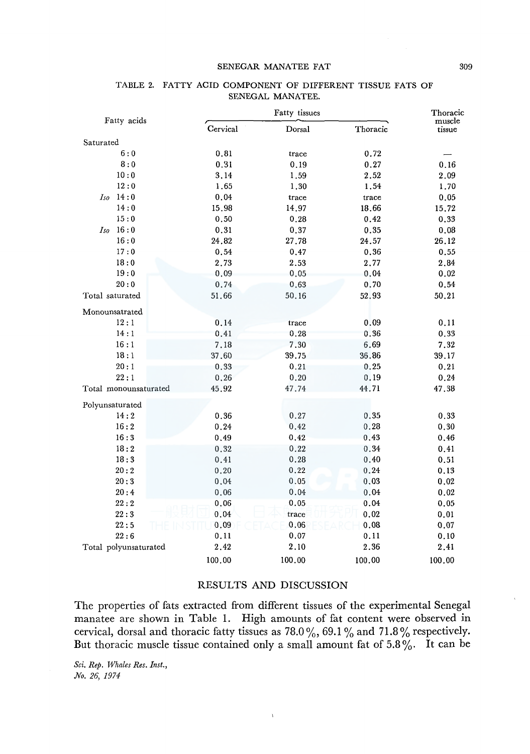TABLE 2. FATTY ACID COMPONENT OF DIFFERENT TISSUE FATS OF SENEGAL MANATEE.

| Fatty acids | Fatty tissues | | | Thoracic muscle tissue |
|---|---|---|---|---|
| | Cervical | Dorsal | Thoracic | |
| Saturated | | | | |
| 6:0 | 0.81 | trace | 0.72 | — |
| 8:0 | 0.31 | 0.19 | 0.27 | 0.16 |
| 10:0 | 3.14 | 1.59 | 2.52 | 2.09 |
| 12:0 | 1.65 | 1.30 | 1.54 | 1.70 |
| *Iso* 14:0 | 0.04 | trace | trace | 0.05 |
| 14:0 | 15.98 | 14.97 | 18.66 | 15.72 |
| 15:0 | 0.50 | 0.28 | 0.42 | 0.33 |
| *Iso* 16:0 | 0.31 | 0.37 | 0.35 | 0.08 |
| 16:0 | 24.82 | 27.78 | 24.57 | 26.12 |
| 17:0 | 0.54 | 0.47 | 0.36 | 0.55 |
| 18:0 | 2.73 | 2.53 | 2.77 | 2.84 |
| 19:0 | 0.09 | 0.05 | 0.04 | 0.02 |
| 20:0 | 0.74 | 0.63 | 0.70 | 0.54 |
| Total saturated | 51.66 | 50.16 | 52.93 | 50.21 |
| Monounsatrated | | | | |
| 12:1 | 0.14 | trace | 0.09 | 0.11 |
| 14:1 | 0.41 | 0.28 | 0.36 | 0.33 |
| 16:1 | 7.18 | 7.30 | 6.69 | 7.32 |
| 18:1 | 37.60 | 39.75 | 36.86 | 39.17 |
| 20:1 | 0.33 | 0.21 | 0.25 | 0.21 |
| 22:1 | 0.26 | 0.20 | 0.19 | 0.24 |
| Total monounsaturated | 45.92 | 47.74 | 44.71 | 47.38 |
| Polyunsaturated | | | | |
| 14:2 | 0.36 | 0.27 | 0.35 | 0.33 |
| 16:2 | 0.24 | 0.42 | 0.28 | 0.30 |
| 16:3 | 0.49 | 0.42 | 0.43 | 0.46 |
| 18:2 | 0.32 | 0.22 | 0.34 | 0.41 |
| 18:3 | 0.41 | 0.28 | 0.40 | 0.51 |
| 20:2 | 0.20 | 0.22 | 0.24 | 0.13 |
| 20:3 | 0.04 | 0.05 | 0.03 | 0.02 |
| 20:4 | 0.06 | 0.04 | 0.04 | 0.02 |
| 22:2 | 0.06 | 0.05 | 0.04 | 0.05 |
| 22:3 | 0.04 | trace | 0.02 | 0.01 |
| 22:5 | 0.09 | 0.06 | 0.08 | 0.07 |
| 22:6 | 0.11 | 0.07 | 0.11 | 0.10 |
| Total polyunsaturated | 2.42 | 2.10 | 2.36 | 2.41 |
| | 100.00 | 100.00 | 100.00 | 100.00 |

## RESULTS AND DISCUSSION

The properties of fats extracted from different tissues of the experimental Senegal manatee are shown in Table 1. High amounts of fat content were observed in cervical, dorsal and thoracic fatty tissues as 78.0%, 69.1% and 71.8% respectively. But thoracic muscle tissue contained only a small amount fat of 5.8%. It can be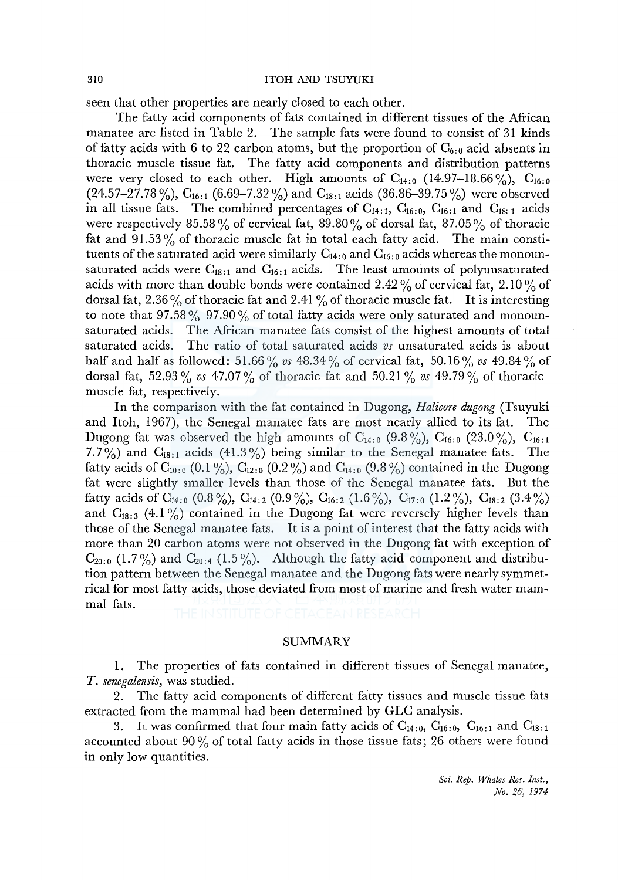seen that other properties are nearly closed to each other.

The fatty acid components of fats contained in different tissues of the African manatee are listed in Table 2. The sample fats were found to consist of 31 kinds of fatty acids with 6 to 22 carbon atoms, but the proportion of $C_{6:0}$ acid absents in thoracic muscle tissue fat. The fatty acid components and distribution patterns were very closed to each other. High amounts of $C_{14:0}$ (14.97–18.66%), $C_{16:0}$ (24.57–27.78%), $C_{16:1}$ (6.69–7.32%) and $C_{18:1}$ acids (36.86–39.75%) were observed in all tissue fats. The combined percentages of $C_{14:1}$, $C_{16:0}$, $C_{16:1}$ and $C_{18:1}$ acids were respectively 85.58% of cervical fat, 89.80% of dorsal fat, 87.05% of thoracic fat and 91.53% of thoracic muscle fat in total each fatty acid. The main constituents of the saturated acid were similarly $C_{14:0}$ and $C_{16:0}$ acids whereas the monounsaturated acids were $C_{18:1}$ and $C_{16:1}$ acids. The least amounts of polyunsaturated acids with more than double bonds were contained 2.42% of cervical fat, 2.10% of dorsal fat, 2.36% of thoracic fat and 2.41% of thoracic muscle fat. It is interesting to note that 97.58%–97.90% of total fatty acids were only saturated and monounsaturated acids. The African manatee fats consist of the highest amounts of total saturated acids. The ratio of total saturated acids *vs* unsaturated acids is about half and half as followed: 51.66% *vs* 48.34% of cervical fat, 50.16% *vs* 49.84% of dorsal fat, 52.93% *vs* 47.07% of thoracic fat and 50.21% *vs* 49.79% of thoracic muscle fat, respectively.

In the comparison with the fat contained in Dugong, *Halicore dugong* (Tsuyuki and Itoh, 1967), the Senegal manatee fats are most nearly allied to its fat. The Dugong fat was observed the high amounts of $C_{14:0}$ (9.8%), $C_{16:0}$ (23.0%), $C_{16:1}$ 7.7%) and $C_{18:1}$ acids (41.3%) being similar to the Senegal manatee fats. The fatty acids of $C_{10:0}$ (0.1%), $C_{12:0}$ (0.2%) and $C_{14:0}$ (9.8%) contained in the Dugong fat were slightly smaller levels than those of the Senegal manatee fats. But the fatty acids of $C_{14:0}$ (0.8%), $C_{14:2}$ (0.9%), $C_{16:2}$ (1.6%), $C_{17:0}$ (1.2%), $C_{18:2}$ (3.4%) and $C_{18:3}$ (4.1%) contained in the Dugong fat were reversely higher levels than those of the Senegal manatee fats. It is a point of interest that the fatty acids with more than 20 carbon atoms were not observed in the Dugong fat with exception of $C_{20:0}$ (1.7%) and $C_{20:4}$ (1.5%). Although the fatty acid component and distribution pattern between the Senegal manatee and the Dugong fats were nearly symmetrical for most fatty acids, those deviated from most of marine and fresh water mammal fats.

## SUMMARY

1. The properties of fats contained in different tissues of Senegal manatee, *T. senegalensis*, was studied.
2. The fatty acid components of different fatty tissues and muscle tissue fats extracted from the mammal had been determined by GLC analysis.
3. It was confirmed that four main fatty acids of $C_{14:0}$, $C_{16:0}$, $C_{16:1}$ and $C_{18:1}$ accounted about 90% of total fatty acids in those tissue fats; 26 others were found in only low quantities.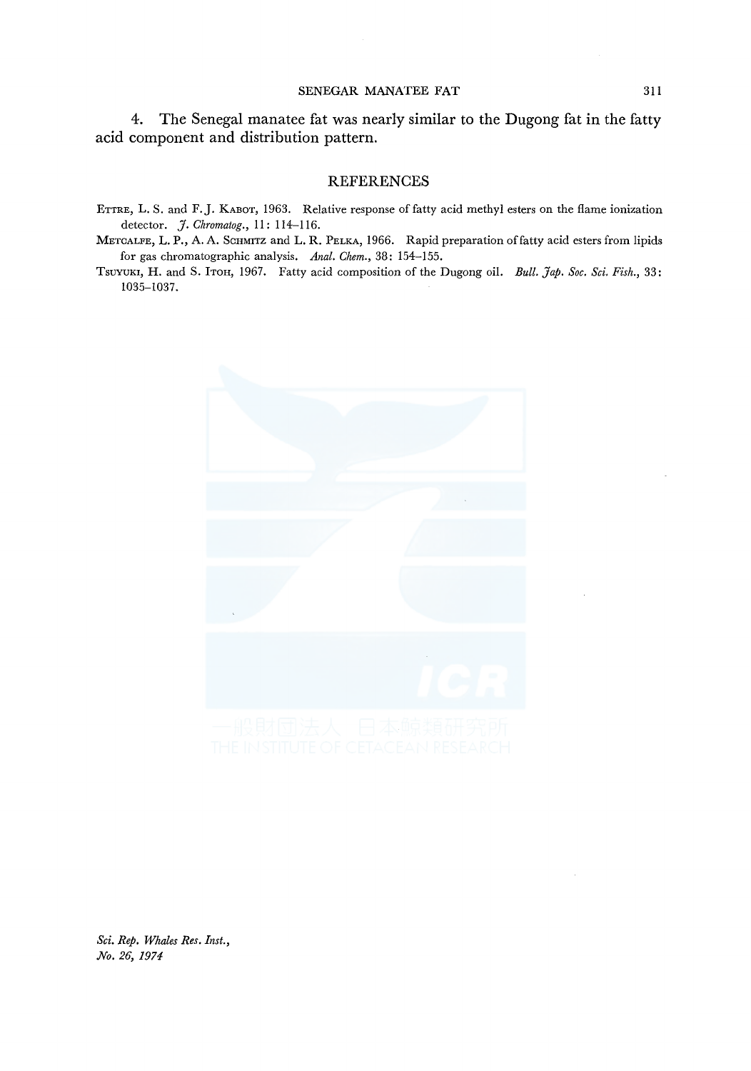4. The Senegal manatee fat was nearly similar to the Dugong fat in the fatty acid component and distribution pattern.

## REFERENCES

Ettre, L. S. and F. J. Kabot, 1963. Relative response of fatty acid methyl esters on the flame ionization detector. *J. Chromatog.*, 11: 114–116.

Metcalfe, L. P., A. A. Schmitz and L. R. Pelka, 1966. Rapid preparation of fatty acid esters from lipids for gas chromatographic analysis. *Anal. Chem.*, 38: 154–155.

Tsuyuki, H. and S. Itoh, 1967. Fatty acid composition of the Dugong oil. *Bull. Jap. Soc. Sci. Fish.*, 33: 1035–1037.